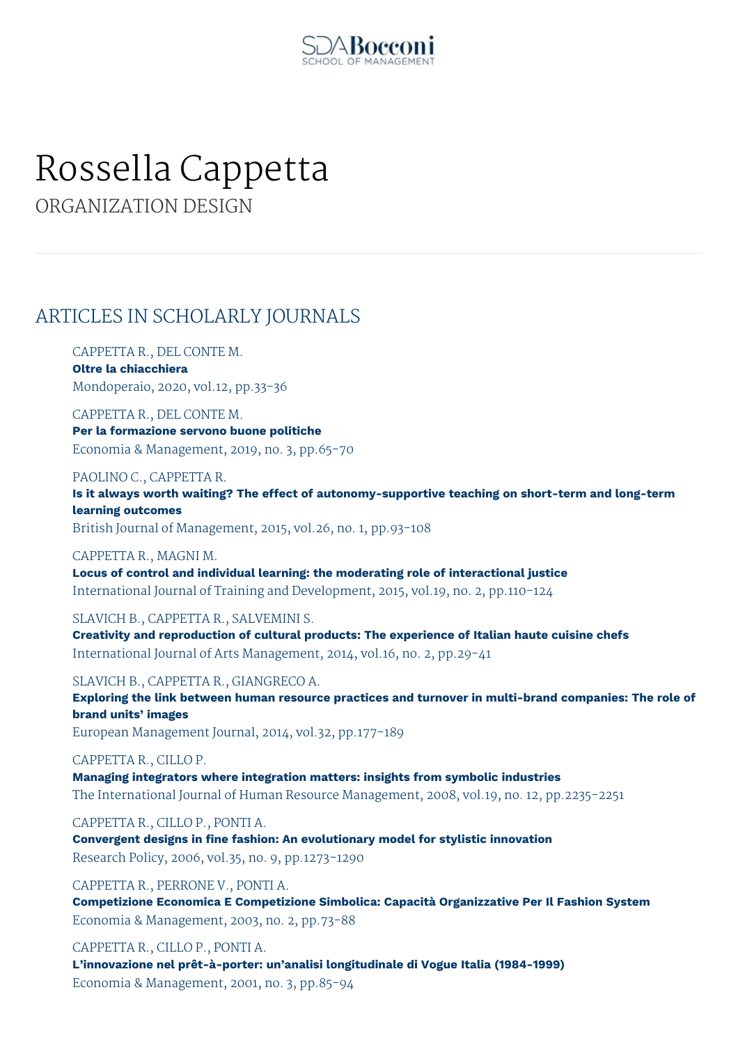# Rossella Cappetta

ORGANIZATION DESIGN

## ARTICLES IN SCHOLARLY JOURNALS

CAPPETTA R., DEL CONTE M.
**Oltre la chiacchiera**
Mondoperaio, 2020, vol.12, pp.33-36

CAPPETTA R., DEL CONTE M.
**Per la formazione servono buone politiche**
Economia & Management, 2019, no. 3, pp.65-70

PAOLINO C., CAPPETTA R.
**Is it always worth waiting? The effect of autonomy-supportive teaching on short-term and long-term learning outcomes**
British Journal of Management, 2015, vol.26, no. 1, pp.93-108

CAPPETTA R., MAGNI M.
**Locus of control and individual learning: the moderating role of interactional justice**
International Journal of Training and Development, 2015, vol.19, no. 2, pp.110-124

SLAVICH B., CAPPETTA R., SALVEMINI S.
**Creativity and reproduction of cultural products: The experience of Italian haute cuisine chefs**
International Journal of Arts Management, 2014, vol.16, no. 2, pp.29-41

SLAVICH B., CAPPETTA R., GIANGRECO A.
**Exploring the link between human resource practices and turnover in multi-brand companies: The role of brand units' images**
European Management Journal, 2014, vol.32, pp.177-189

CAPPETTA R., CILLO P.
**Managing integrators where integration matters: insights from symbolic industries**
The International Journal of Human Resource Management, 2008, vol.19, no. 12, pp.2235-2251

CAPPETTA R., CILLO P., PONTI A.
**Convergent designs in fine fashion: An evolutionary model for stylistic innovation**
Research Policy, 2006, vol.35, no. 9, pp.1273-1290

CAPPETTA R., PERRONE V., PONTI A.
**Competizione Economica E Competizione Simbolica: Capacità Organizzative Per Il Fashion System**
Economia & Management, 2003, no. 2, pp.73-88

CAPPETTA R., CILLO P., PONTI A.
**L'innovazione nel prêt-à-porter: un'analisi longitudinale di Vogue Italia (1984-1999)**
Economia & Management, 2001, no. 3, pp.85-94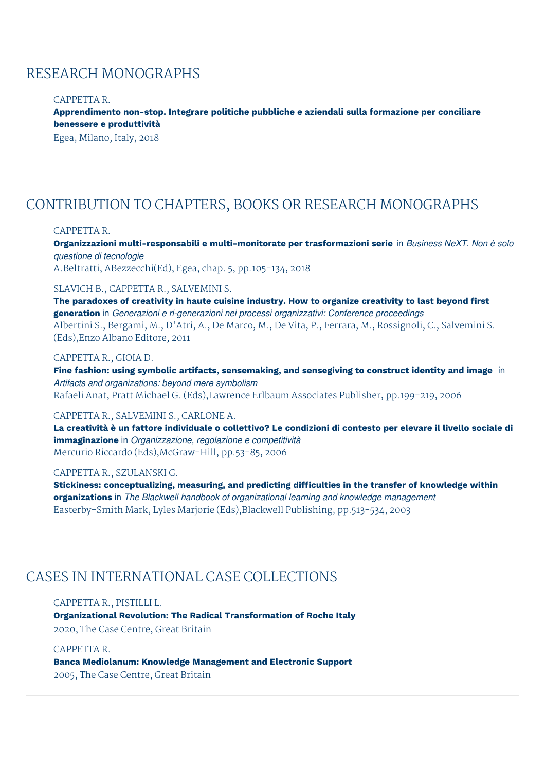## RESEARCH MONOGRAPHS

CAPPETTA R.
**Apprendimento non-stop. Integrare politiche pubbliche e aziendali sulla formazione per conciliare benessere e produttività**
Egea, Milano, Italy, 2018

## CONTRIBUTION TO CHAPTERS, BOOKS OR RESEARCH MONOGRAPHS

CAPPETTA R.
**Organizzazioni multi-responsabili e multi-monitorate per trasformazioni serie** in *Business NeXT. Non è solo questione di tecnologie*
A.Beltratti, ABezzecchi(Ed), Egea, chap. 5, pp.105-134, 2018

SLAVICH B., CAPPETTA R., SALVEMINI S.
**The paradoxes of creativity in haute cuisine industry. How to organize creativity to last beyond first generation** in *Generazioni e ri-generazioni nei processi organizzativi: Conference proceedings*
Albertini S., Bergami, M., D'Atri, A., De Marco, M., De Vita, P., Ferrara, M., Rossignoli, C., Salvemini S. (Eds),Enzo Albano Editore, 2011

CAPPETTA R., GIOIA D.
**Fine fashion: using symbolic artifacts, sensemaking, and sensegiving to construct identity and image** in *Artifacts and organizations: beyond mere symbolism*
Rafaeli Anat, Pratt Michael G. (Eds),Lawrence Erlbaum Associates Publisher, pp.199-219, 2006

CAPPETTA R., SALVEMINI S., CARLONE A.
**La creatività è un fattore individuale o collettivo? Le condizioni di contesto per elevare il livello sociale di immaginazione** in *Organizzazione, regolazione e competitività*
Mercurio Riccardo (Eds),McGraw-Hill, pp.53-85, 2006

CAPPETTA R., SZULANSKI G.
**Stickiness: conceptualizing, measuring, and predicting difficulties in the transfer of knowledge within organizations** in *The Blackwell handbook of organizational learning and knowledge management*
Easterby-Smith Mark, Lyles Marjorie (Eds),Blackwell Publishing, pp.513-534, 2003

## CASES IN INTERNATIONAL CASE COLLECTIONS

CAPPETTA R., PISTILLI L.
**Organizational Revolution: The Radical Transformation of Roche Italy**
2020, The Case Centre, Great Britain

CAPPETTA R.
**Banca Mediolanum: Knowledge Management and Electronic Support**
2005, The Case Centre, Great Britain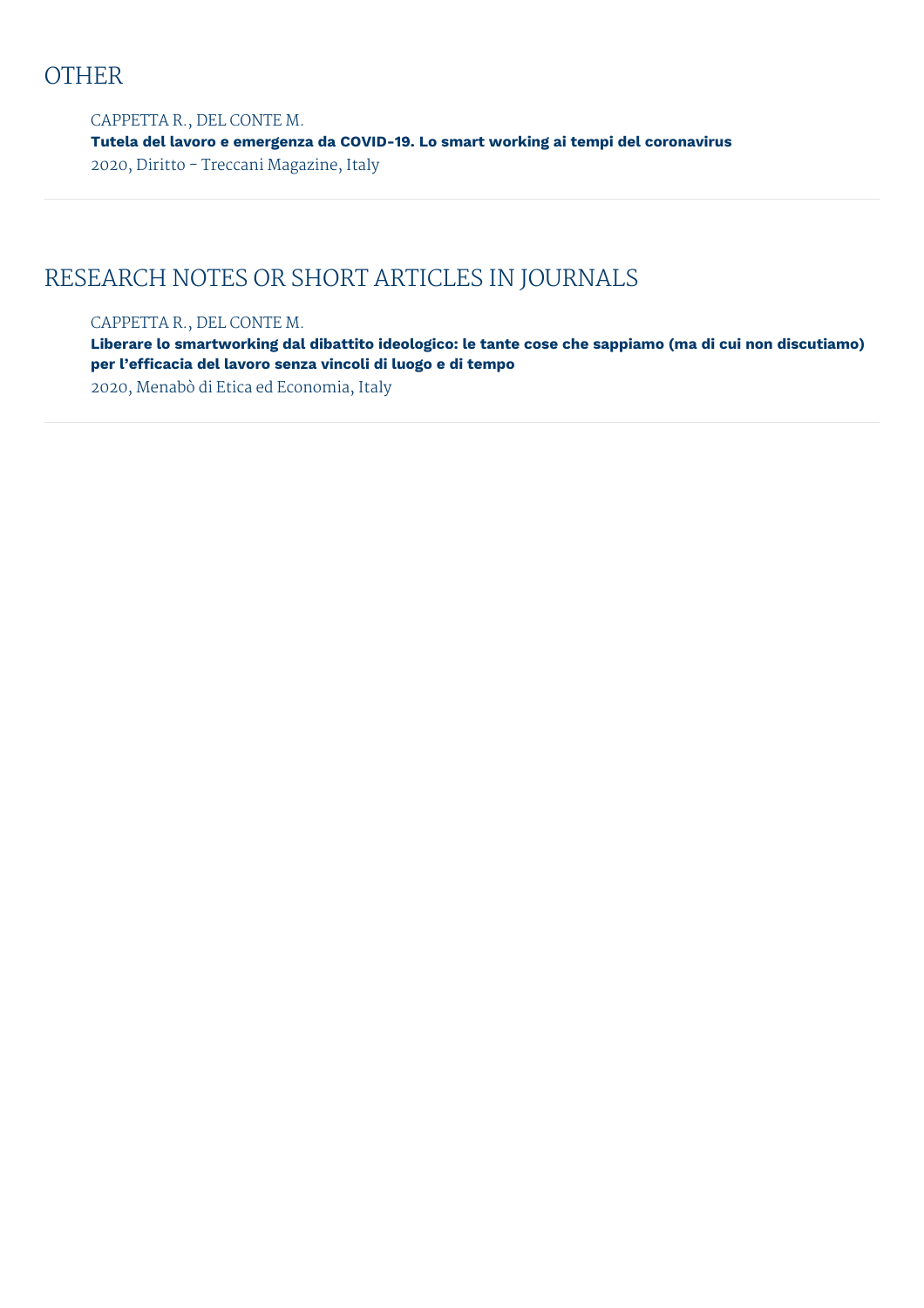## OTHER

CAPPETTA R., DEL CONTE M.
**Tutela del lavoro e emergenza da COVID-19. Lo smart working ai tempi del coronavirus**
2020, Diritto - Treccani Magazine, Italy

---

## RESEARCH NOTES OR SHORT ARTICLES IN JOURNALS

CAPPETTA R., DEL CONTE M.
**Liberare lo smartworking dal dibattito ideologico: le tante cose che sappiamo (ma di cui non discutiamo) per l'efficacia del lavoro senza vincoli di luogo e di tempo**
2020, Menabò di Etica ed Economia, Italy

---